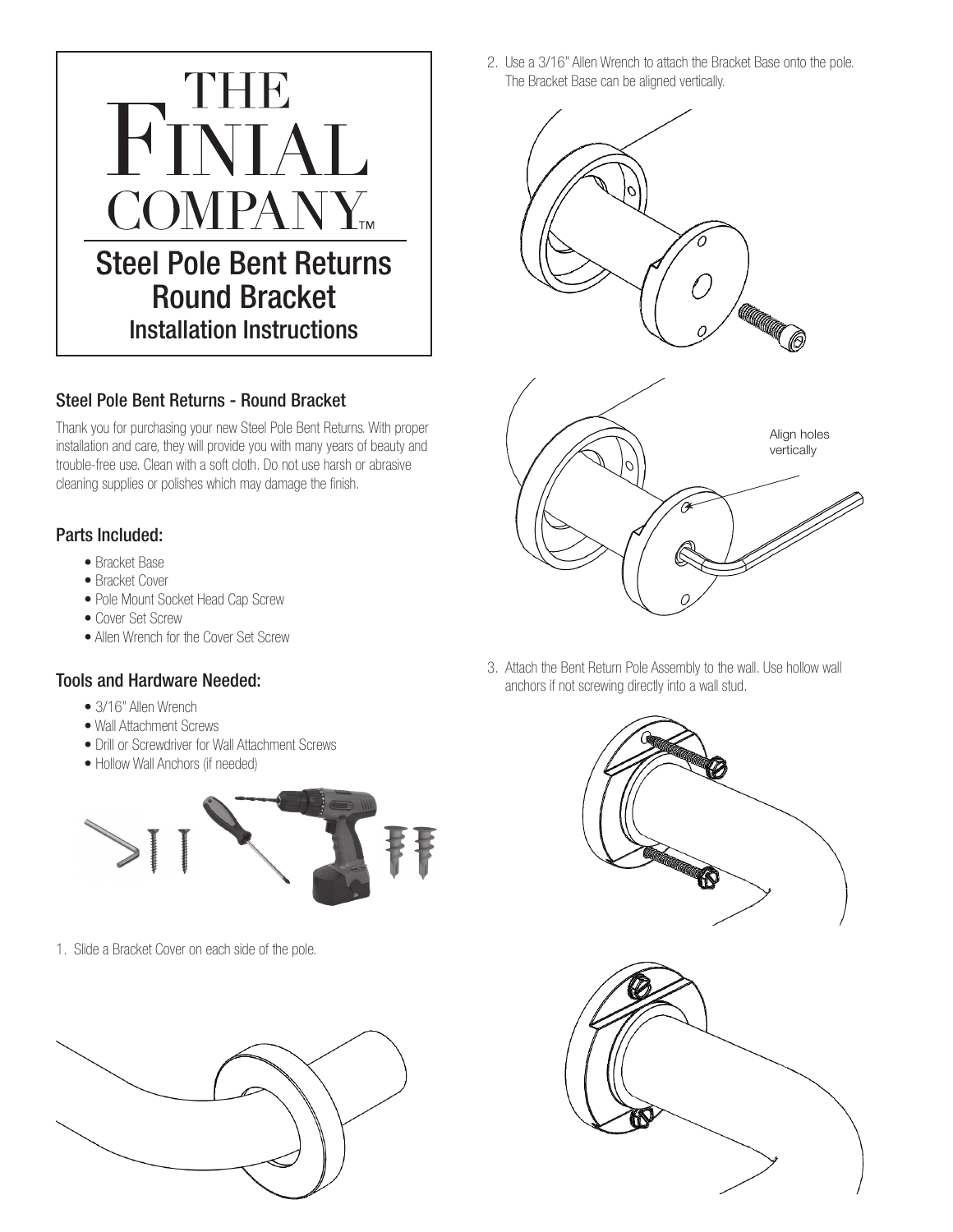# THE FINIAL COMPANY™

## Steel Pole Bent Returns Round Bracket

### Installation Instructions

## Steel Pole Bent Returns - Round Bracket

Thank you for purchasing your new Steel Pole Bent Returns. With proper installation and care, they will provide you with many years of beauty and trouble-free use. Clean with a soft cloth. Do not use harsh or abrasive cleaning supplies or polishes which may damage the finish.

## Parts Included:

- Bracket Base
- Bracket Cover
- Pole Mount Socket Head Cap Screw
- Cover Set Screw
- Allen Wrench for the Cover Set Screw

## Tools and Hardware Needed:

- 3/16" Allen Wrench
- Wall Attachment Screws
- Drill or Screwdriver for Wall Attachment Screws
- Hollow Wall Anchors (if needed)

1. Slide a Bracket Cover on each side of the pole.

2. Use a 3/16" Allen Wrench to attach the Bracket Base onto the pole. The Bracket Base can be aligned vertically.

Align holes vertically

3. Attach the Bent Return Pole Assembly to the wall. Use hollow wall anchors if not screwing directly into a wall stud.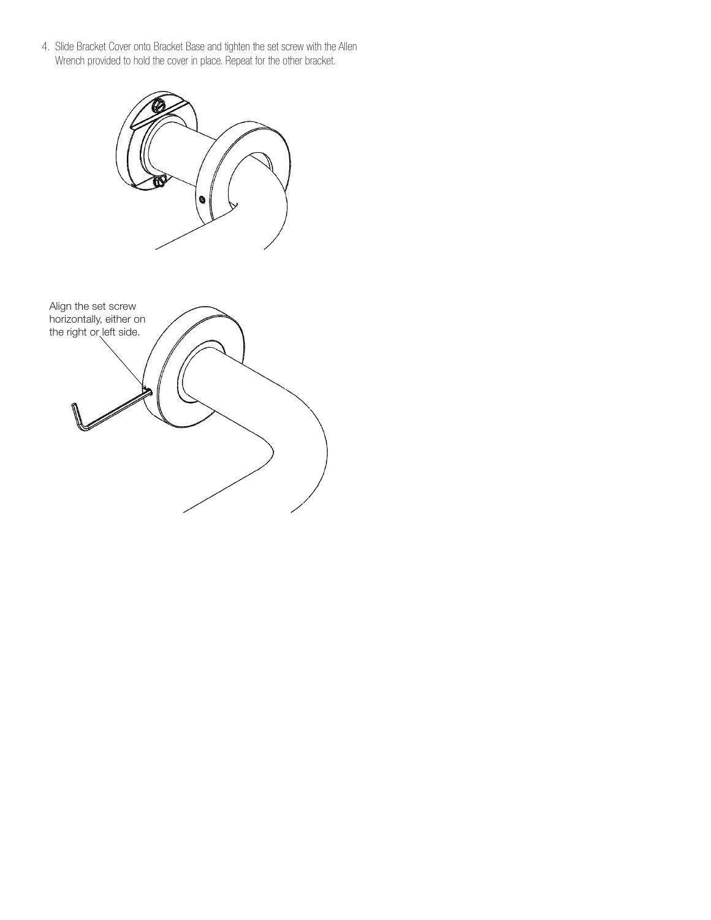4. Slide Bracket Cover onto Bracket Base and tighten the set screw with the Allen Wrench provided to hold the cover in place. Repeat for the other bracket.

Align the set screw horizontally, either on the right or left side.